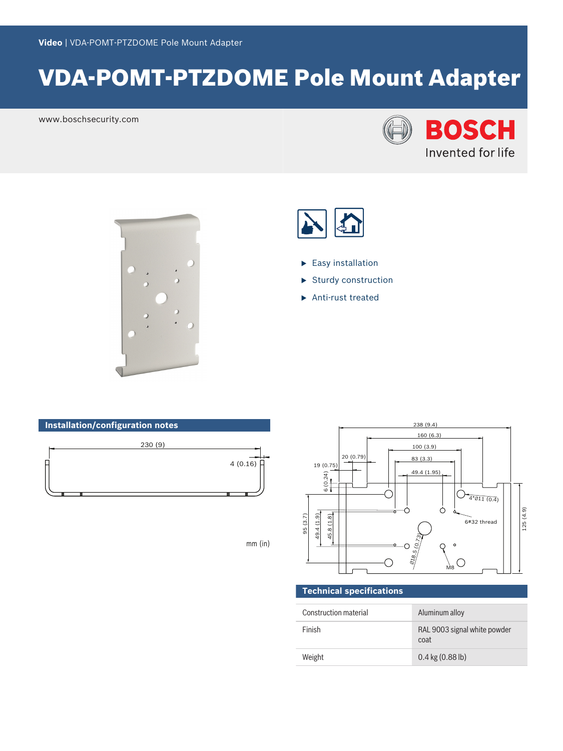Video | VDA-POMT-PTZDOME Pole Mount Adapter

# VDA-POMT-PTZDOME Pole Mount Adapter

www.boschsecurity.com

BOSCH
Invented for life

- Easy installation
- Sturdy construction
- Anti-rust treated

## Installation/configuration notes

230 (9)

4 (0.16)

mm (in)

238 (9.4)
160 (6.3)
100 (3.9)
20 (0.79)
83 (3.3)
19 (0.75)
49.4 (1.95)
6 (0.24)
4*Ø11 (0.4)
95 (3.7)
49.4 (1.9)
45.8 (1.8)
6#32 thread
125 (4.9)
Ø18.5 (0.73)
M8

## Technical specifications

| Construction material | Aluminum alloy |
|---|---|
| Finish | RAL 9003 signal white powder coat |
| Weight | 0.4 kg (0.88 lb) |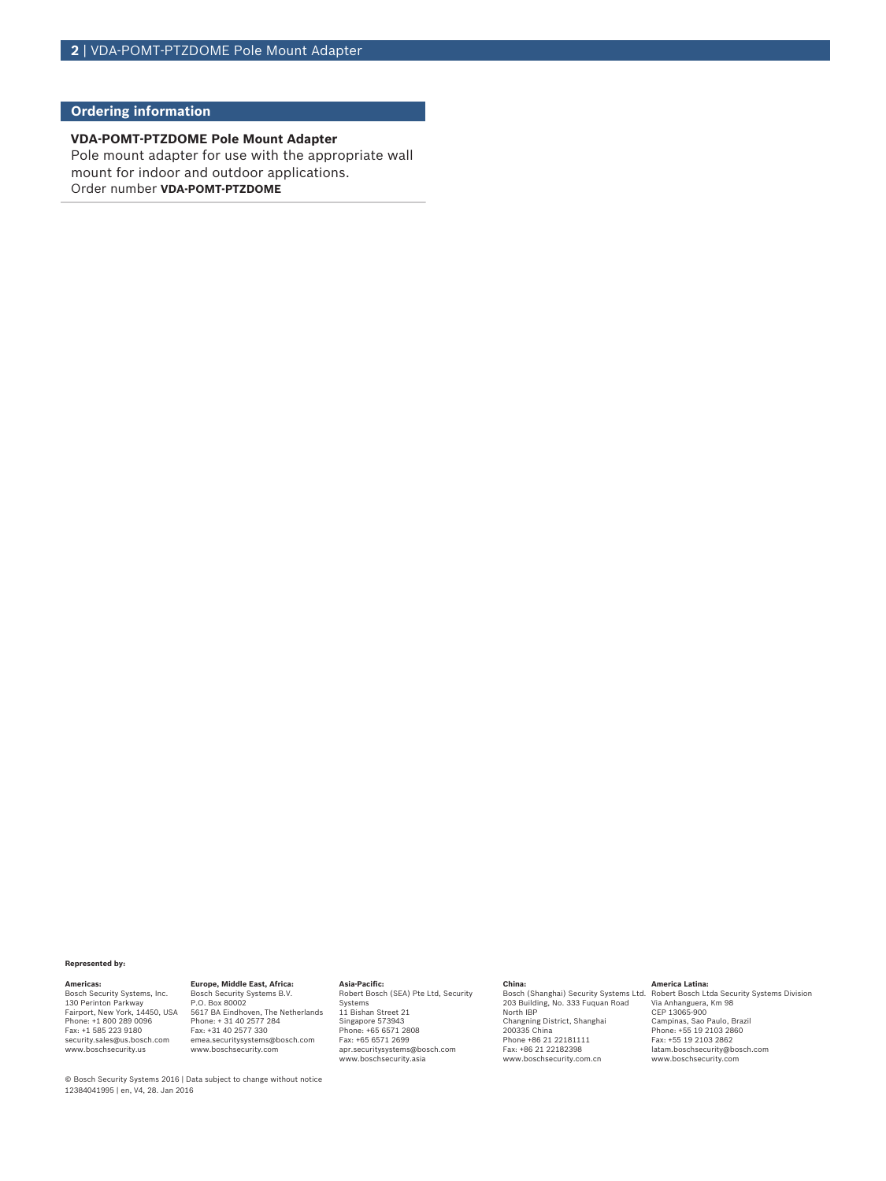## Ordering information

**VDA-POMT-PTZDOME Pole Mount Adapter**
Pole mount adapter for use with the appropriate wall mount for indoor and outdoor applications.
Order number **VDA-POMT-PTZDOME**

**Represented by:**

**Americas:**
Bosch Security Systems, Inc.
130 Perinton Parkway
Fairport, New York, 14450, USA
Phone: +1 800 289 0096
Fax: +1 585 223 9180
security.sales@us.bosch.com
www.boschsecurity.us

**Europe, Middle East, Africa:**
Bosch Security Systems B.V.
P.O. Box 80002
5617 BA Eindhoven, The Netherlands
Phone: + 31 40 2577 284
Fax: +31 40 2577 330
emea.securitysystems@bosch.com
www.boschsecurity.com

**Asia-Pacific:**
Robert Bosch (SEA) Pte Ltd, Security Systems
11 Bishan Street 21
Singapore 573943
Phone: +65 6571 2808
Fax: +65 6571 2699
apr.securitysystems@bosch.com
www.boschsecurity.asia

**China:**
Bosch (Shanghai) Security Systems Ltd.
203 Building, No. 333 Fuquan Road
North IBP
Changning District, Shanghai
200335 China
Phone +86 21 22181111
Fax: +86 21 22182398
www.boschsecurity.com.cn

**America Latina:**
Robert Bosch Ltda Security Systems Division
Via Anhanguera, Km 98
CEP 13065-900
Campinas, Sao Paulo, Brazil
Phone: +55 19 2103 2860
Fax: +55 19 2103 2862
latam.boschsecurity@bosch.com
www.boschsecurity.com

© Bosch Security Systems 2016 | Data subject to change without notice
12384041995 | en, V4, 28. Jan 2016